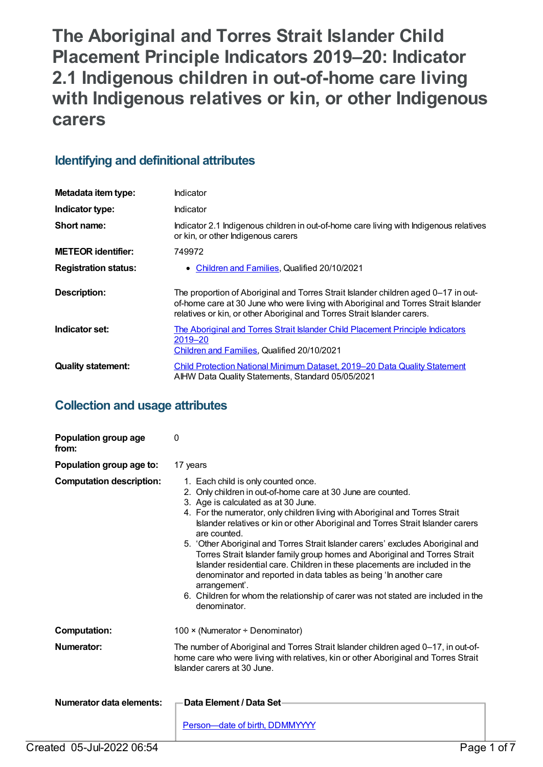# The Aboriginal and Torres Strait Islander Child Placement Principle Indicators 2019–20: Indicator 2.1 Indigenous children in out-of-home care living with Indigenous relatives or kin, or other Indigenous carers

## Identifying and definitional attributes

| | |
|---|---|
| **Metadata item type:** | Indicator |
| **Indicator type:** | Indicator |
| **Short name:** | Indicator 2.1 Indigenous children in out-of-home care living with Indigenous relatives or kin, or other Indigenous carers |
| **METEOR identifier:** | 749972 |
| **Registration status:** | • Children and Families, Qualified 20/10/2021 |
| **Description:** | The proportion of Aboriginal and Torres Strait Islander children aged 0–17 in out-of-home care at 30 June who were living with Aboriginal and Torres Strait Islander relatives or kin, or other Aboriginal and Torres Strait Islander carers. |
| **Indicator set:** | The Aboriginal and Torres Strait Islander Child Placement Principle Indicators 2019–20<br>Children and Families, Qualified 20/10/2021 |
| **Quality statement:** | Child Protection National Minimum Dataset, 2019–20 Data Quality Statement<br>AIHW Data Quality Statements, Standard 05/05/2021 |

## Collection and usage attributes

| | |
|---|---|
| **Population group age from:** | 0 |
| **Population group age to:** | 17 years |
| **Computation description:** | 1. Each child is only counted once.<br>2. Only children in out-of-home care at 30 June are counted.<br>3. Age is calculated as at 30 June.<br>4. For the numerator, only children living with Aboriginal and Torres Strait Islander relatives or kin or other Aboriginal and Torres Strait Islander carers are counted.<br>5. 'Other Aboriginal and Torres Strait Islander carers' excludes Aboriginal and Torres Strait Islander family group homes and Aboriginal and Torres Strait Islander residential care. Children in these placements are included in the denominator and reported in data tables as being 'In another care arrangement'.<br>6. Children for whom the relationship of carer was not stated are included in the denominator. |
| **Computation:** | 100 × (Numerator ÷ Denominator) |
| **Numerator:** | The number of Aboriginal and Torres Strait Islander children aged 0–17, in out-of-home care who were living with relatives, kin or other Aboriginal and Torres Strait Islander carers at 30 June. |
| **Numerator data elements:** | **Data Element / Data Set**<br>Person—date of birth, DDMMYYYY |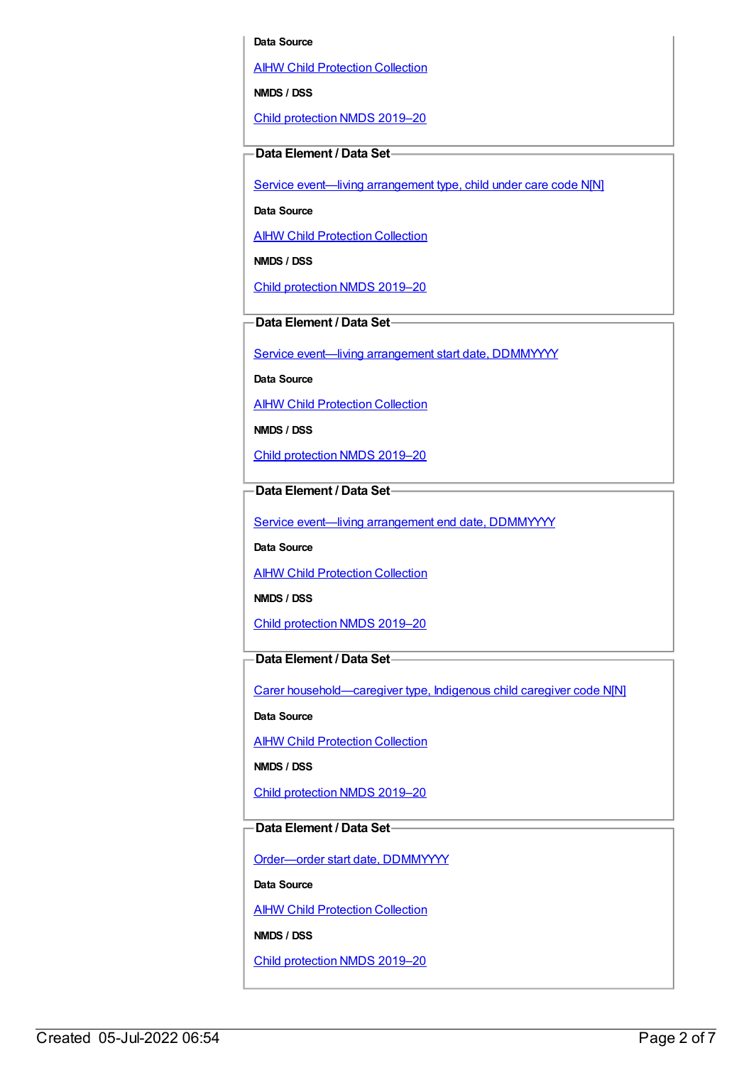**Data Source**

AIHW Child Protection Collection

**NMDS / DSS**

Child protection NMDS 2019–20

### Data Element / Data Set

Service event—living arrangement type, child under care code N[N]

**Data Source**

AIHW Child Protection Collection

**NMDS / DSS**

Child protection NMDS 2019–20

### Data Element / Data Set

Service event—living arrangement start date, DDMMYYYY

**Data Source**

AIHW Child Protection Collection

**NMDS / DSS**

Child protection NMDS 2019–20

### Data Element / Data Set

Service event—living arrangement end date, DDMMYYYY

**Data Source**

AIHW Child Protection Collection

**NMDS / DSS**

Child protection NMDS 2019–20

### Data Element / Data Set

Carer household—caregiver type, Indigenous child caregiver code N[N]

**Data Source**

AIHW Child Protection Collection

**NMDS / DSS**

Child protection NMDS 2019–20

### Data Element / Data Set

Order—order start date, DDMMYYYY

**Data Source**

AIHW Child Protection Collection

**NMDS / DSS**

Child protection NMDS 2019–20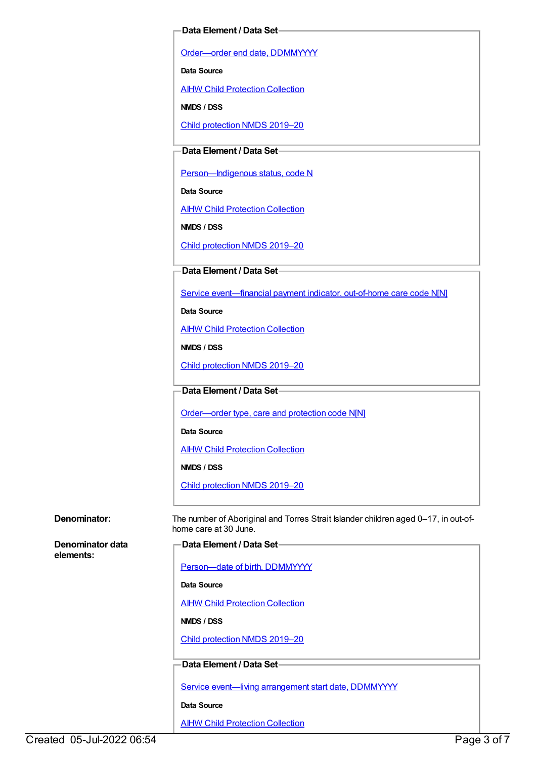**Data Element / Data Set**

[Order—order end date, DDMMYYYY](#)

**Data Source**

[AIHW Child Protection Collection](#)

**NMDS / DSS**

[Child protection NMDS 2019–20](#)

**Data Element / Data Set**

[Person—Indigenous status, code N](#)

**Data Source**

[AIHW Child Protection Collection](#)

**NMDS / DSS**

[Child protection NMDS 2019–20](#)

**Data Element / Data Set**

[Service event—financial payment indicator, out-of-home care code N[N]](#)

**Data Source**

[AIHW Child Protection Collection](#)

**NMDS / DSS**

[Child protection NMDS 2019–20](#)

**Data Element / Data Set**

[Order—order type, care and protection code N[N]](#)

**Data Source**

[AIHW Child Protection Collection](#)

**NMDS / DSS**

[Child protection NMDS 2019–20](#)

**Denominator:** The number of Aboriginal and Torres Strait Islander children aged 0–17, in out-of-home care at 30 June.

**Denominator data elements:**

**Data Element / Data Set**

[Person—date of birth, DDMMYYYY](#)

**Data Source**

[AIHW Child Protection Collection](#)

**NMDS / DSS**

[Child protection NMDS 2019–20](#)

**Data Element / Data Set**

[Service event—living arrangement start date, DDMMYYYY](#)

**Data Source**

[AIHW Child Protection Collection](#)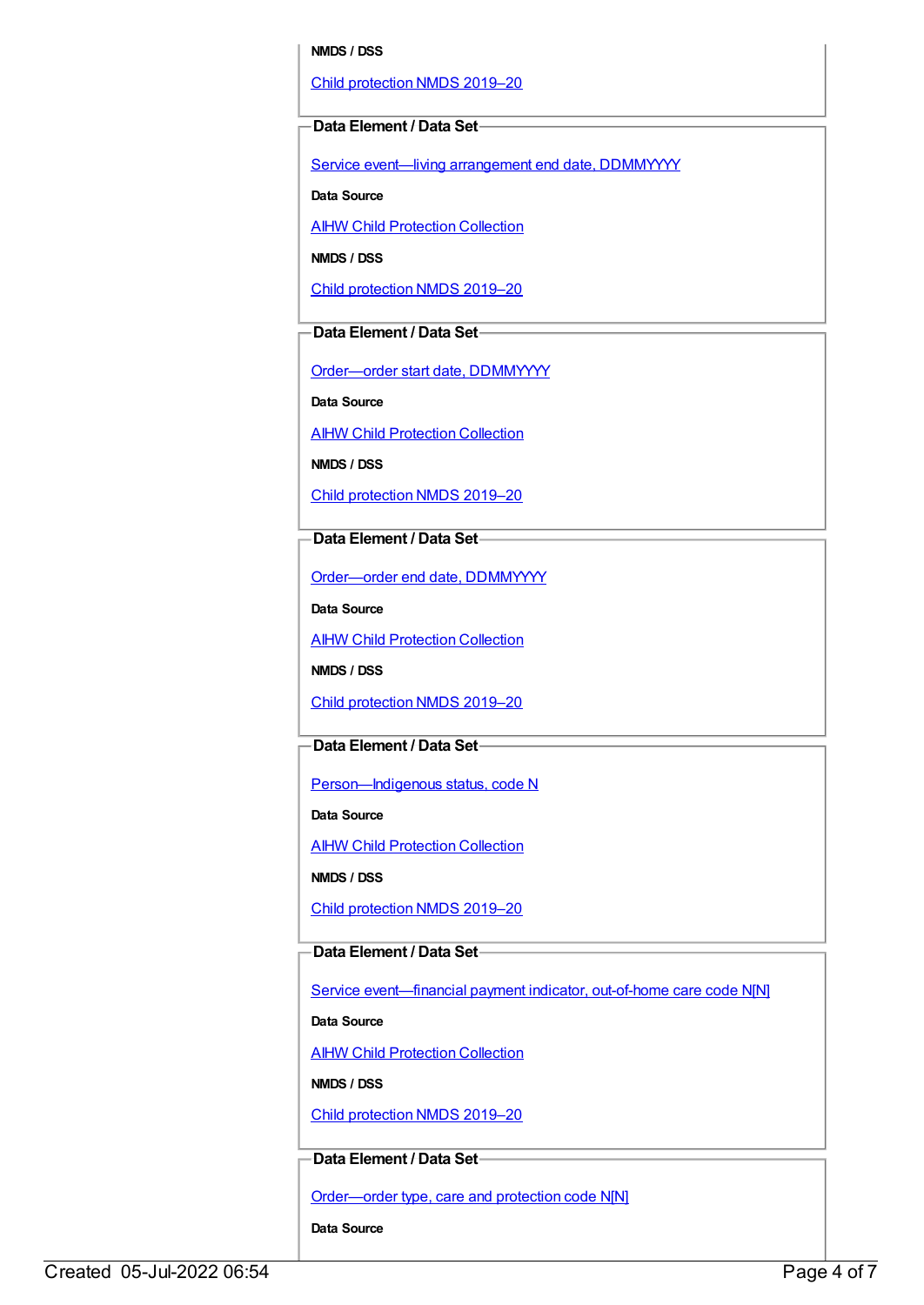**NMDS / DSS**

Child protection NMDS 2019–20

**Data Element / Data Set**

Service event—living arrangement end date, DDMMYYYY

**Data Source**

AIHW Child Protection Collection

**NMDS / DSS**

Child protection NMDS 2019–20

**Data Element / Data Set**

Order—order start date, DDMMYYYY

**Data Source**

AIHW Child Protection Collection

**NMDS / DSS**

Child protection NMDS 2019–20

**Data Element / Data Set**

Order—order end date, DDMMYYYY

**Data Source**

AIHW Child Protection Collection

**NMDS / DSS**

Child protection NMDS 2019–20

**Data Element / Data Set**

Person—Indigenous status, code N

**Data Source**

AIHW Child Protection Collection

**NMDS / DSS**

Child protection NMDS 2019–20

**Data Element / Data Set**

Service event—financial payment indicator, out-of-home care code N[N]

**Data Source**

AIHW Child Protection Collection

**NMDS / DSS**

Child protection NMDS 2019–20

**Data Element / Data Set**

Order—order type, care and protection code N[N]

**Data Source**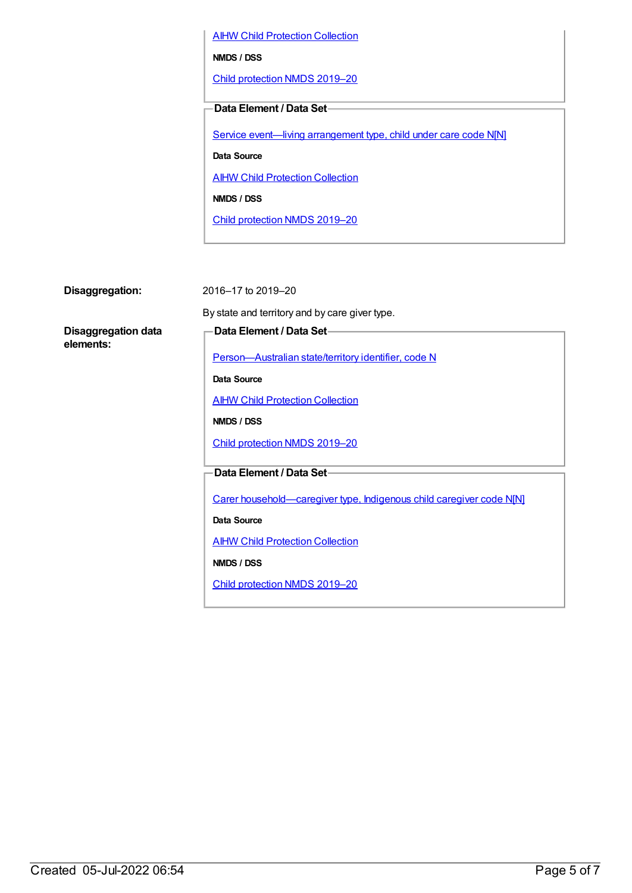[AIHW Child Protection Collection]

**NMDS / DSS**

[Child protection NMDS 2019–20]

**Data Element / Data Set**

[Service event—living arrangement type, child under care code N[N]]

**Data Source**

[AIHW Child Protection Collection]

**NMDS / DSS**

[Child protection NMDS 2019–20]

**Disaggregation:** 2016–17 to 2019–20

By state and territory and by care giver type.

**Disaggregation data elements:**

**Data Element / Data Set**

[Person—Australian state/territory identifier, code N]

**Data Source**

[AIHW Child Protection Collection]

**NMDS / DSS**

[Child protection NMDS 2019–20]

**Data Element / Data Set**

[Carer household—caregiver type, Indigenous child caregiver code N[N]]

**Data Source**

[AIHW Child Protection Collection]

**NMDS / DSS**

[Child protection NMDS 2019–20]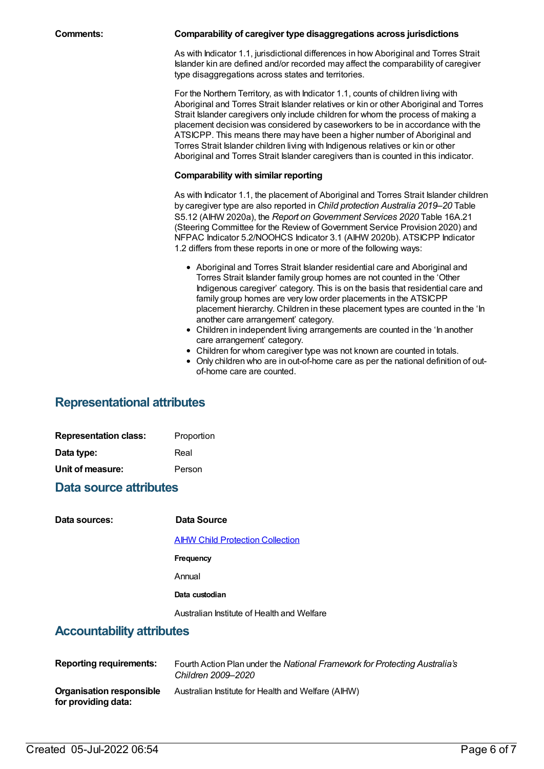**Comments:**

**Comparability of caregiver type disaggregations across jurisdictions**

As with Indicator 1.1, jurisdictional differences in how Aboriginal and Torres Strait Islander kin are defined and/or recorded may affect the comparability of caregiver type disaggregations across states and territories.

For the Northern Territory, as with Indicator 1.1, counts of children living with Aboriginal and Torres Strait Islander relatives or kin or other Aboriginal and Torres Strait Islander caregivers only include children for whom the process of making a placement decision was considered by caseworkers to be in accordance with the ATSICPP. This means there may have been a higher number of Aboriginal and Torres Strait Islander children living with Indigenous relatives or kin or other Aboriginal and Torres Strait Islander caregivers than is counted in this indicator.

**Comparability with similar reporting**

As with Indicator 1.1, the placement of Aboriginal and Torres Strait Islander children by caregiver type are also reported in *Child protection Australia 2019–20* Table S5.12 (AIHW 2020a), the *Report on Government Services 2020* Table 16A.21 (Steering Committee for the Review of Government Service Provision 2020) and NFPAC Indicator 5.2/NOOHCS Indicator 3.1 (AIHW 2020b). ATSICPP Indicator 1.2 differs from these reports in one or more of the following ways:

- Aboriginal and Torres Strait Islander residential care and Aboriginal and Torres Strait Islander family group homes are not counted in the 'Other Indigenous caregiver' category. This is on the basis that residential care and family group homes are very low order placements in the ATSICPP placement hierarchy. Children in these placement types are counted in the 'In another care arrangement' category.
- Children in independent living arrangements are counted in the 'In another care arrangement' category.
- Children for whom caregiver type was not known are counted in totals.
- Only children who are in out-of-home care as per the national definition of out-of-home care are counted.

## Representational attributes

**Representation class:** Proportion

**Data type:** Real

**Unit of measure:** Person

## Data source attributes

**Data sources:**

**Data Source**

AIHW Child Protection Collection

**Frequency**

Annual

**Data custodian**

Australian Institute of Health and Welfare

## Accountability attributes

**Reporting requirements:** Fourth Action Plan under the *National Framework for Protecting Australia's Children 2009–2020*

**Organisation responsible for providing data:** Australian Institute for Health and Welfare (AIHW)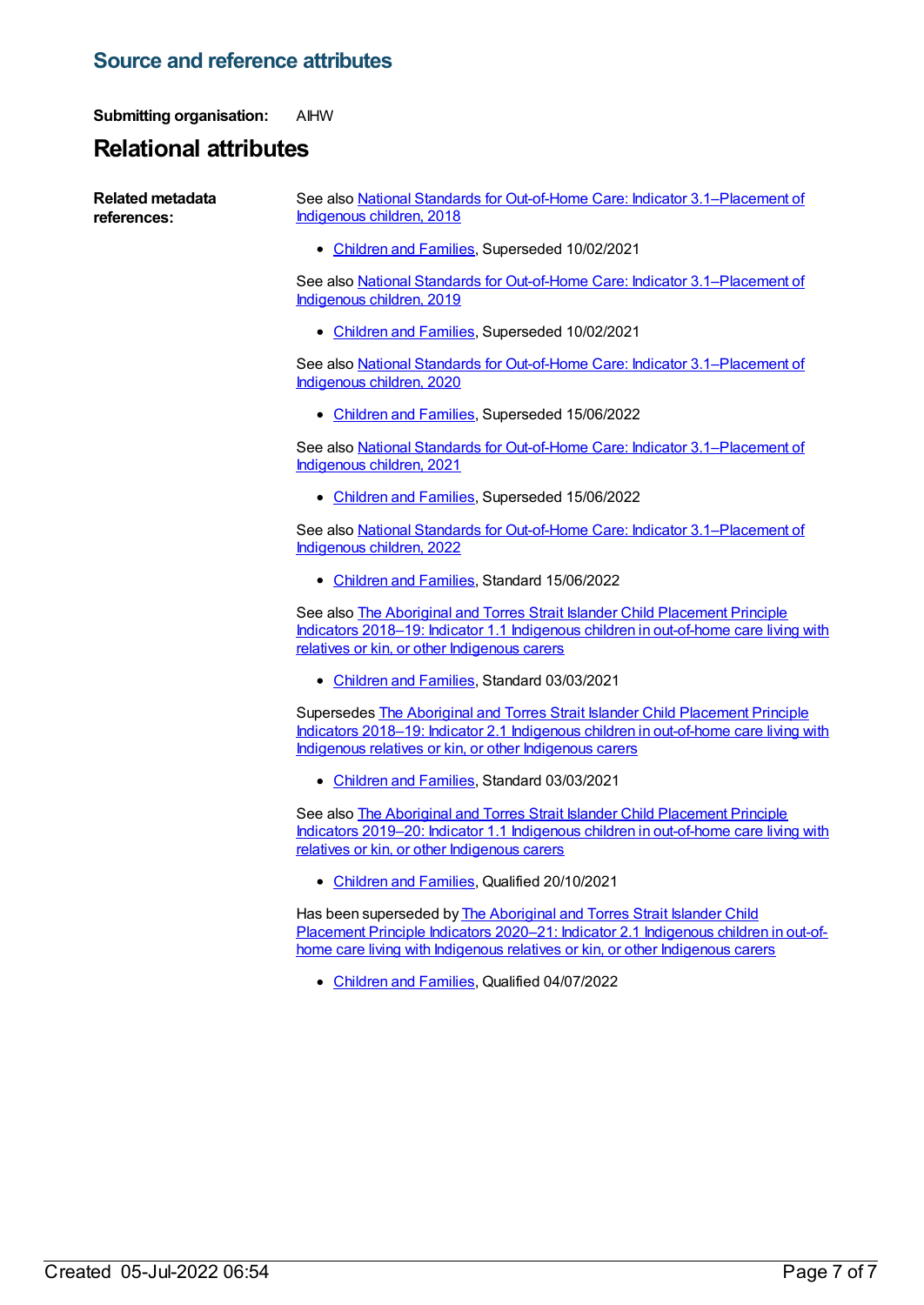## Source and reference attributes

**Submitting organisation:** AIHW

# Relational attributes

**Related metadata references:**

See also National Standards for Out-of-Home Care: Indicator 3.1–Placement of Indigenous children, 2018

- Children and Families, Superseded 10/02/2021

See also National Standards for Out-of-Home Care: Indicator 3.1–Placement of Indigenous children, 2019

- Children and Families, Superseded 10/02/2021

See also National Standards for Out-of-Home Care: Indicator 3.1–Placement of Indigenous children, 2020

- Children and Families, Superseded 15/06/2022

See also National Standards for Out-of-Home Care: Indicator 3.1–Placement of Indigenous children, 2021

- Children and Families, Superseded 15/06/2022

See also National Standards for Out-of-Home Care: Indicator 3.1–Placement of Indigenous children, 2022

- Children and Families, Standard 15/06/2022

See also The Aboriginal and Torres Strait Islander Child Placement Principle Indicators 2018–19: Indicator 1.1 Indigenous children in out-of-home care living with relatives or kin, or other Indigenous carers

- Children and Families, Standard 03/03/2021

Supersedes The Aboriginal and Torres Strait Islander Child Placement Principle Indicators 2018–19: Indicator 2.1 Indigenous children in out-of-home care living with Indigenous relatives or kin, or other Indigenous carers

- Children and Families, Standard 03/03/2021

See also The Aboriginal and Torres Strait Islander Child Placement Principle Indicators 2019–20: Indicator 1.1 Indigenous children in out-of-home care living with relatives or kin, or other Indigenous carers

- Children and Families, Qualified 20/10/2021

Has been superseded by The Aboriginal and Torres Strait Islander Child Placement Principle Indicators 2020–21: Indicator 2.1 Indigenous children in out-of-home care living with Indigenous relatives or kin, or other Indigenous carers

- Children and Families, Qualified 04/07/2022